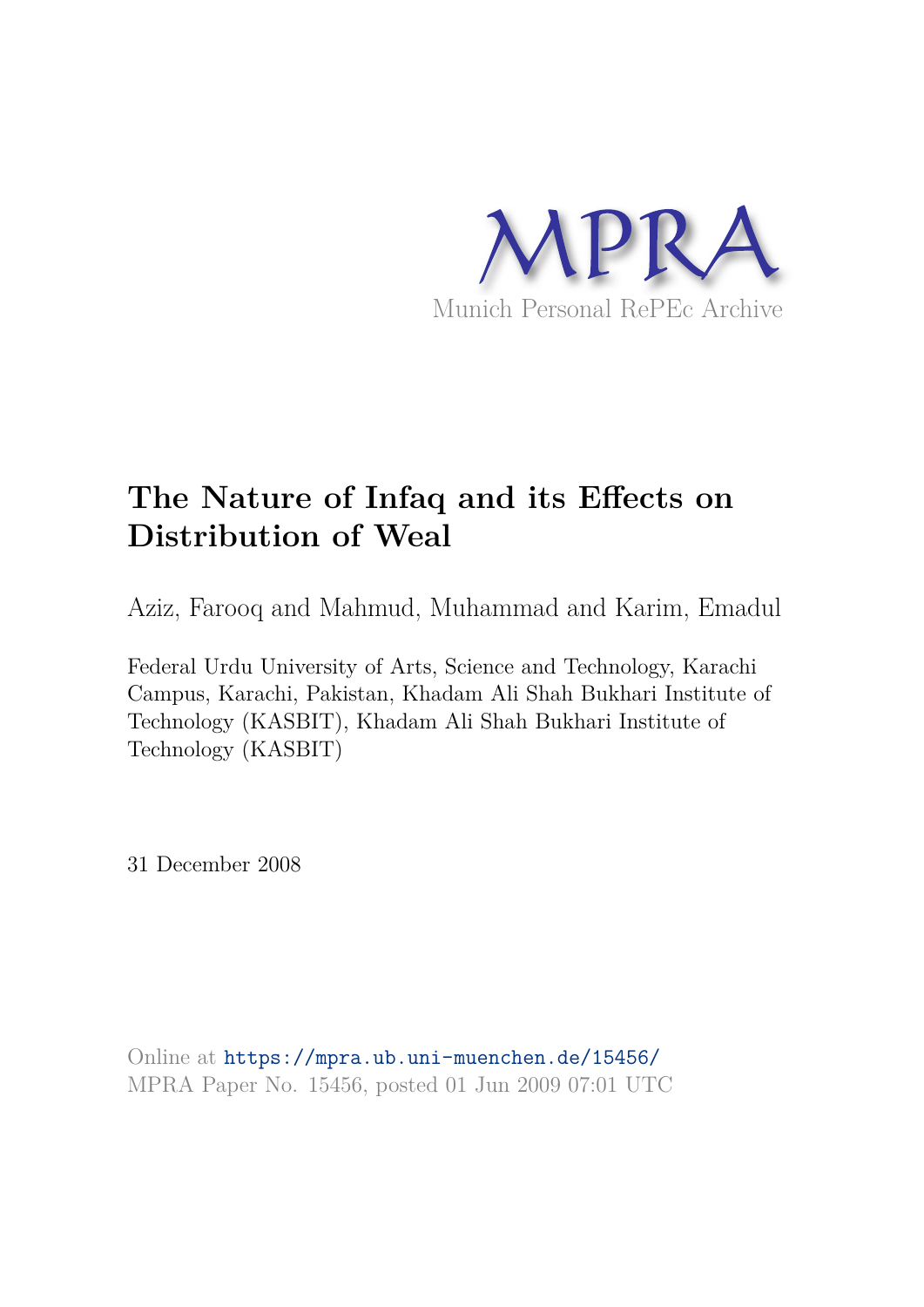MPRA

Munich Personal RePEc Archive

# The Nature of Infaq and its Effects on Distribution of Weal

Aziz, Farooq and Mahmud, Muhammad and Karim, Emadul

Federal Urdu University of Arts, Science and Technology, Karachi Campus, Karachi, Pakistan, Khadam Ali Shah Bukhari Institute of Technology (KASBIT), Khadam Ali Shah Bukhari Institute of Technology (KASBIT)

31 December 2008

Online at https://mpra.ub.uni-muenchen.de/15456/
MPRA Paper No. 15456, posted 01 Jun 2009 07:01 UTC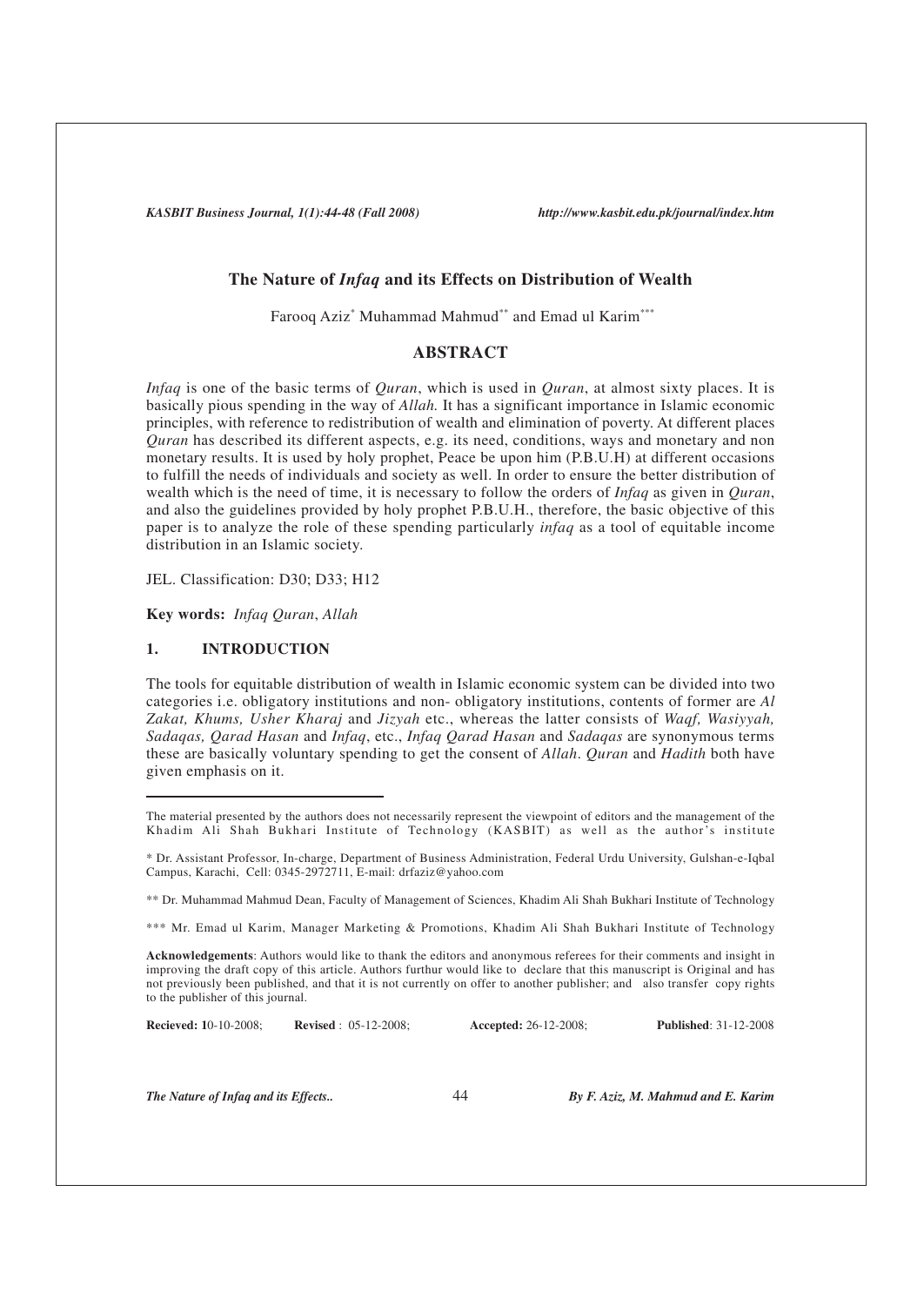## The Nature of *Infaq* and its Effects on Distribution of Wealth

Farooq Aziz[*] Muhammad Mahmud[**] and Emad ul Karim[***]

## ABSTRACT

*Infaq* is one of the basic terms of *Quran*, which is used in *Quran*, at almost sixty places. It is basically pious spending in the way of *Allah.* It has a significant importance in Islamic economic principles, with reference to redistribution of wealth and elimination of poverty. At different places *Quran* has described its different aspects, e.g. its need, conditions, ways and monetary and non monetary results. It is used by holy prophet, Peace be upon him (P.B.U.H) at different occasions to fulfill the needs of individuals and society as well. In order to ensure the better distribution of wealth which is the need of time, it is necessary to follow the orders of *Infaq* as given in *Quran*, and also the guidelines provided by holy prophet P.B.U.H., therefore, the basic objective of this paper is to analyze the role of these spending particularly *infaq* as a tool of equitable income distribution in an Islamic society.

JEL. Classification: D30; D33; H12

**Key words:** *Infaq Quran*, *Allah*

### 1. INTRODUCTION

The tools for equitable distribution of wealth in Islamic economic system can be divided into two categories i.e. obligatory institutions and non- obligatory institutions, contents of former are *Al Zakat, Khums, Usher Kharaj* and *Jizyah* etc., whereas the latter consists of *Waqf, Wasiyyah, Sadaqas, Qarad Hasan* and *Infaq*, etc., *Infaq Qarad Hasan* and *Sadaqas* are synonymous terms these are basically voluntary spending to get the consent of *Allah*. *Quran* and *Hadith* both have given emphasis on it.

---

The material presented by the authors does not necessarily represent the viewpoint of editors and the management of the Khadim Ali Shah Bukhari Institute of Technology (KASBIT) as well as the author's institute

\* Dr. Assistant Professor, In-charge, Department of Business Administration, Federal Urdu University, Gulshan-e-Iqbal Campus, Karachi, Cell: 0345-2972711, E-mail: drfaziz@yahoo.com

\** Dr. Muhammad Mahmud Dean, Faculty of Management of Sciences, Khadim Ali Shah Bukhari Institute of Technology

\*** Mr. Emad ul Karim, Manager Marketing & Promotions, Khadim Ali Shah Bukhari Institute of Technology

**Acknowledgements**: Authors would like to thank the editors and anonymous referees for their comments and insight in improving the draft copy of this article. Authors furthur would like to declare that this manuscript is Original and has not previously been published, and that it is not currently on offer to another publisher; and also transfer copy rights to the publisher of this journal.

**Recieved: 1**0-10-2008; **Revised** : 05-12-2008; **Accepted:** 26-12-2008; **Published**: 31-12-2008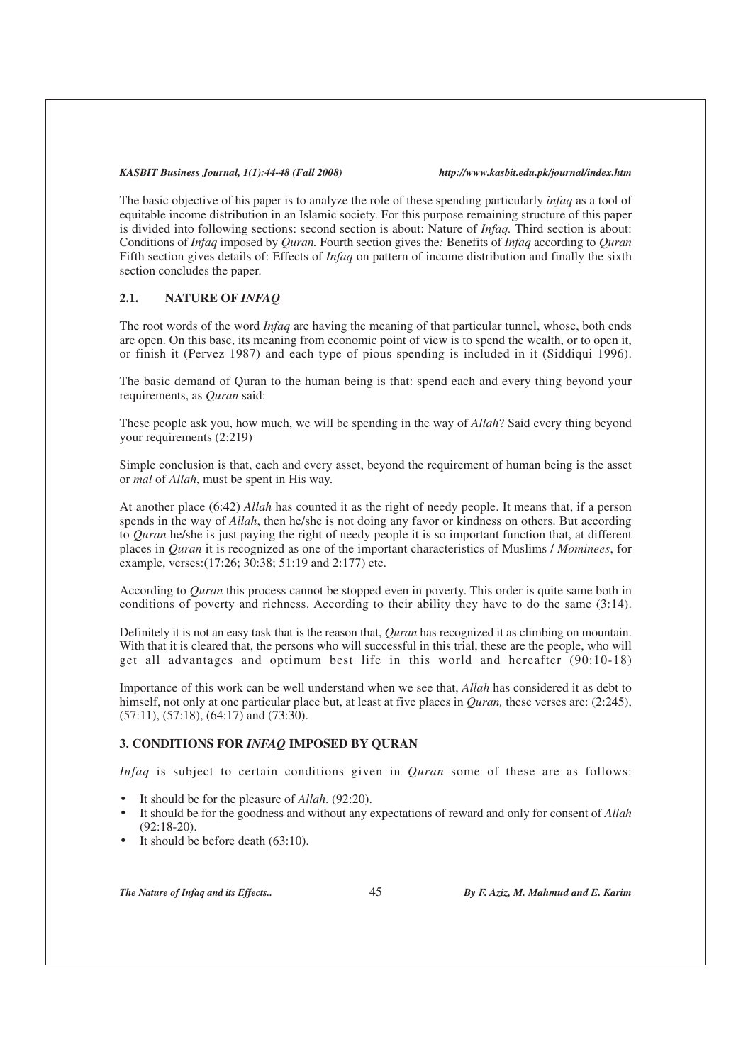The basic objective of his paper is to analyze the role of these spending particularly *infaq* as a tool of equitable income distribution in an Islamic society. For this purpose remaining structure of this paper is divided into following sections: second section is about: Nature of *Infaq.* Third section is about: Conditions of *Infaq* imposed by *Quran.* Fourth section gives the*:* Benefits of *Infaq* according to *Quran* Fifth section gives details of: Effects of *Infaq* on pattern of income distribution and finally the sixth section concludes the paper.

## 2.1. NATURE OF *INFAQ*

The root words of the word *Infaq* are having the meaning of that particular tunnel, whose, both ends are open. On this base, its meaning from economic point of view is to spend the wealth, or to open it, or finish it (Pervez 1987) and each type of pious spending is included in it (Siddiqui 1996).

The basic demand of Quran to the human being is that: spend each and every thing beyond your requirements, as *Quran* said:

These people ask you, how much, we will be spending in the way of *Allah*? Said every thing beyond your requirements (2:219)

Simple conclusion is that, each and every asset, beyond the requirement of human being is the asset or *mal* of *Allah*, must be spent in His way.

At another place (6:42) *Allah* has counted it as the right of needy people. It means that, if a person spends in the way of *Allah*, then he/she is not doing any favor or kindness on others. But according to *Quran* he/she is just paying the right of needy people it is so important function that, at different places in *Quran* it is recognized as one of the important characteristics of Muslims / *Mominees*, for example, verses:(17:26; 30:38; 51:19 and 2:177) etc.

According to *Quran* this process cannot be stopped even in poverty. This order is quite same both in conditions of poverty and richness. According to their ability they have to do the same (3:14).

Definitely it is not an easy task that is the reason that, *Quran* has recognized it as climbing on mountain. With that it is cleared that, the persons who will successful in this trial, these are the people, who will get all advantages and optimum best life in this world and hereafter (90:10-18)

Importance of this work can be well understand when we see that, *Allah* has considered it as debt to himself, not only at one particular place but, at least at five places in *Quran,* these verses are: (2:245), (57:11), (57:18), (64:17) and (73:30).

## 3. CONDITIONS FOR *INFAQ* IMPOSED BY QURAN

*Infaq* is subject to certain conditions given in *Quran* some of these are as follows:

- It should be for the pleasure of *Allah*. (92:20).
- It should be for the goodness and without any expectations of reward and only for consent of *Allah* (92:18-20).
- It should be before death (63:10).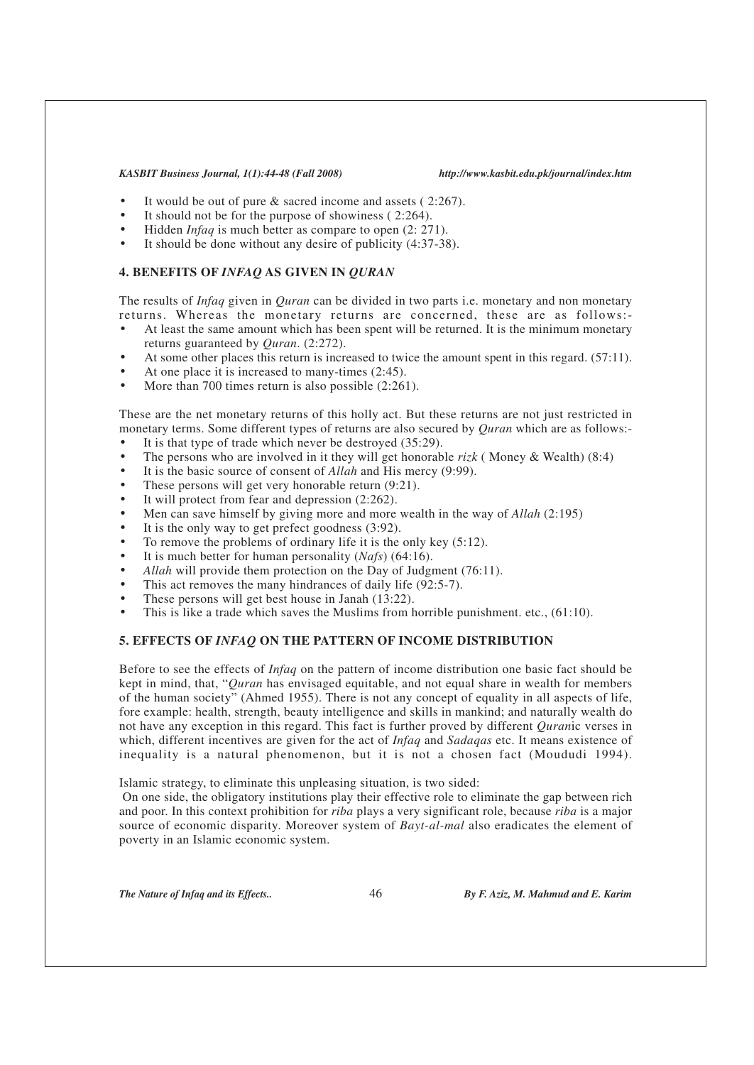- It would be out of pure & sacred income and assets ( 2:267).
- It should not be for the purpose of showiness ( 2:264).
- Hidden *Infaq* is much better as compare to open (2: 271).
- It should be done without any desire of publicity (4:37-38).

## 4. BENEFITS OF *INFAQ* AS GIVEN IN *QURAN*

The results of *Infaq* given in *Quran* can be divided in two parts i.e. monetary and non monetary returns. Whereas the monetary returns are concerned, these are as follows:-

- At least the same amount which has been spent will be returned. It is the minimum monetary returns guaranteed by *Quran*. (2:272).
- At some other places this return is increased to twice the amount spent in this regard. (57:11).
- At one place it is increased to many-times (2:45).
- More than 700 times return is also possible (2:261).

These are the net monetary returns of this holly act. But these returns are not just restricted in monetary terms. Some different types of returns are also secured by *Quran* which are as follows:-

- It is that type of trade which never be destroyed (35:29).
- The persons who are involved in it they will get honorable *rizk* ( Money & Wealth) (8:4)
- It is the basic source of consent of *Allah* and His mercy (9:99).
- These persons will get very honorable return (9:21).
- It will protect from fear and depression (2:262).
- Men can save himself by giving more and more wealth in the way of *Allah* (2:195)
- It is the only way to get prefect goodness (3:92).
- To remove the problems of ordinary life it is the only key (5:12).
- It is much better for human personality (*Nafs*) (64:16).
- *Allah* will provide them protection on the Day of Judgment (76:11).
- This act removes the many hindrances of daily life (92:5-7).
- These persons will get best house in Janah (13:22).
- This is like a trade which saves the Muslims from horrible punishment. etc., (61:10).

## 5. EFFECTS OF *INFAQ* ON THE PATTERN OF INCOME DISTRIBUTION

Before to see the effects of *Infaq* on the pattern of income distribution one basic fact should be kept in mind, that, "*Quran* has envisaged equitable, and not equal share in wealth for members of the human society" (Ahmed 1955). There is not any concept of equality in all aspects of life, fore example: health, strength, beauty intelligence and skills in mankind; and naturally wealth do not have any exception in this regard. This fact is further proved by different *Quran*ic verses in which, different incentives are given for the act of *Infaq* and *Sadaqas* etc. It means existence of inequality is a natural phenomenon, but it is not a chosen fact (Moududi 1994).

Islamic strategy, to eliminate this unpleasing situation, is two sided:

On one side, the obligatory institutions play their effective role to eliminate the gap between rich and poor. In this context prohibition for *riba* plays a very significant role, because *riba* is a major source of economic disparity. Moreover system of *Bayt-al-mal* also eradicates the element of poverty in an Islamic economic system.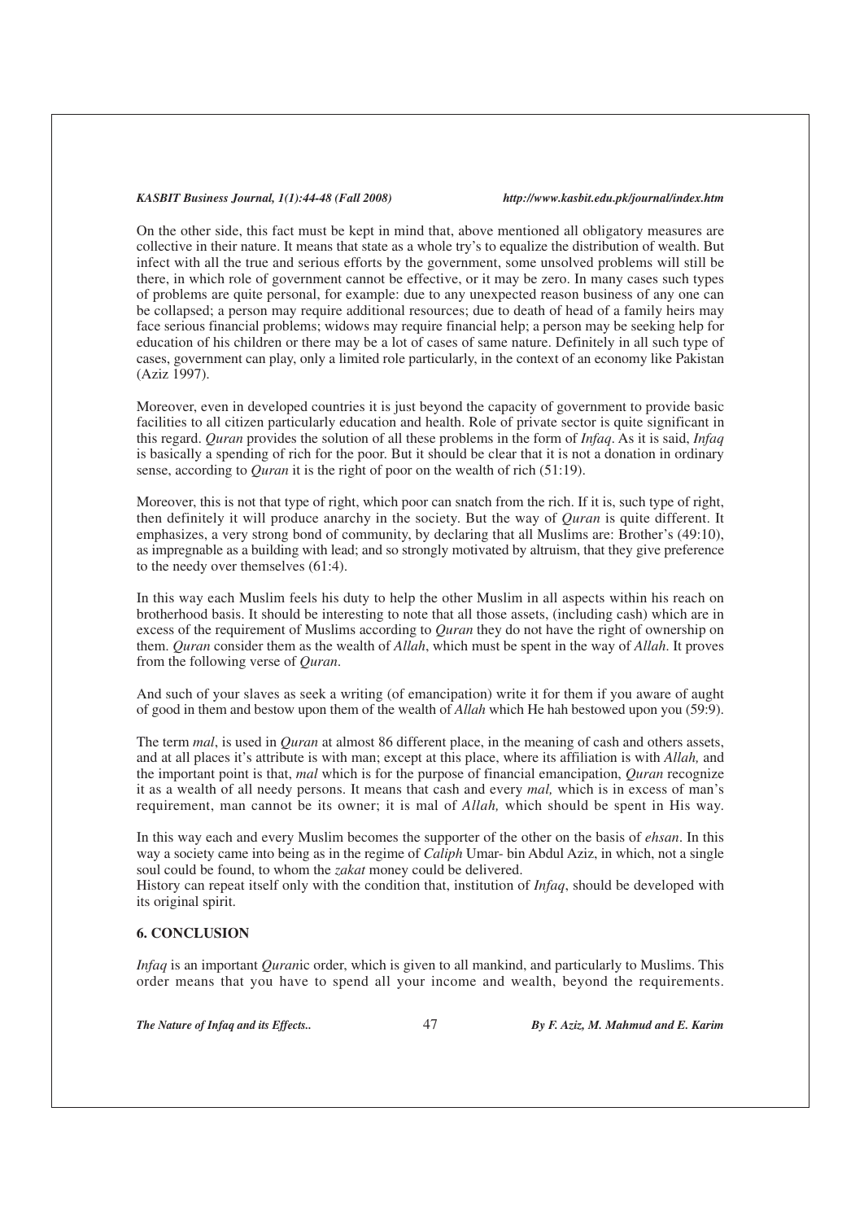On the other side, this fact must be kept in mind that, above mentioned all obligatory measures are collective in their nature. It means that state as a whole try's to equalize the distribution of wealth. But infect with all the true and serious efforts by the government, some unsolved problems will still be there, in which role of government cannot be effective, or it may be zero. In many cases such types of problems are quite personal, for example: due to any unexpected reason business of any one can be collapsed; a person may require additional resources; due to death of head of a family heirs may face serious financial problems; widows may require financial help; a person may be seeking help for education of his children or there may be a lot of cases of same nature. Definitely in all such type of cases, government can play, only a limited role particularly, in the context of an economy like Pakistan (Aziz 1997).

Moreover, even in developed countries it is just beyond the capacity of government to provide basic facilities to all citizen particularly education and health. Role of private sector is quite significant in this regard. *Quran* provides the solution of all these problems in the form of *Infaq*. As it is said, *Infaq* is basically a spending of rich for the poor. But it should be clear that it is not a donation in ordinary sense, according to *Quran* it is the right of poor on the wealth of rich (51:19).

Moreover, this is not that type of right, which poor can snatch from the rich. If it is, such type of right, then definitely it will produce anarchy in the society. But the way of *Quran* is quite different. It emphasizes, a very strong bond of community, by declaring that all Muslims are: Brother's (49:10), as impregnable as a building with lead; and so strongly motivated by altruism, that they give preference to the needy over themselves (61:4).

In this way each Muslim feels his duty to help the other Muslim in all aspects within his reach on brotherhood basis. It should be interesting to note that all those assets, (including cash) which are in excess of the requirement of Muslims according to *Quran* they do not have the right of ownership on them. *Quran* consider them as the wealth of *Allah*, which must be spent in the way of *Allah*. It proves from the following verse of *Quran*.

And such of your slaves as seek a writing (of emancipation) write it for them if you aware of aught of good in them and bestow upon them of the wealth of *Allah* which He hah bestowed upon you (59:9).

The term *mal*, is used in *Quran* at almost 86 different place, in the meaning of cash and others assets, and at all places it's attribute is with man; except at this place, where its affiliation is with *Allah,* and the important point is that, *mal* which is for the purpose of financial emancipation, *Quran* recognize it as a wealth of all needy persons. It means that cash and every *mal,* which is in excess of man's requirement, man cannot be its owner; it is mal of *Allah,* which should be spent in His way.

In this way each and every Muslim becomes the supporter of the other on the basis of *ehsan*. In this way a society came into being as in the regime of *Caliph* Umar- bin Abdul Aziz, in which, not a single soul could be found, to whom the *zakat* money could be delivered.
History can repeat itself only with the condition that, institution of *Infaq*, should be developed with its original spirit.

## 6. CONCLUSION

*Infaq* is an important *Quran*ic order, which is given to all mankind, and particularly to Muslims. This order means that you have to spend all your income and wealth, beyond the requirements.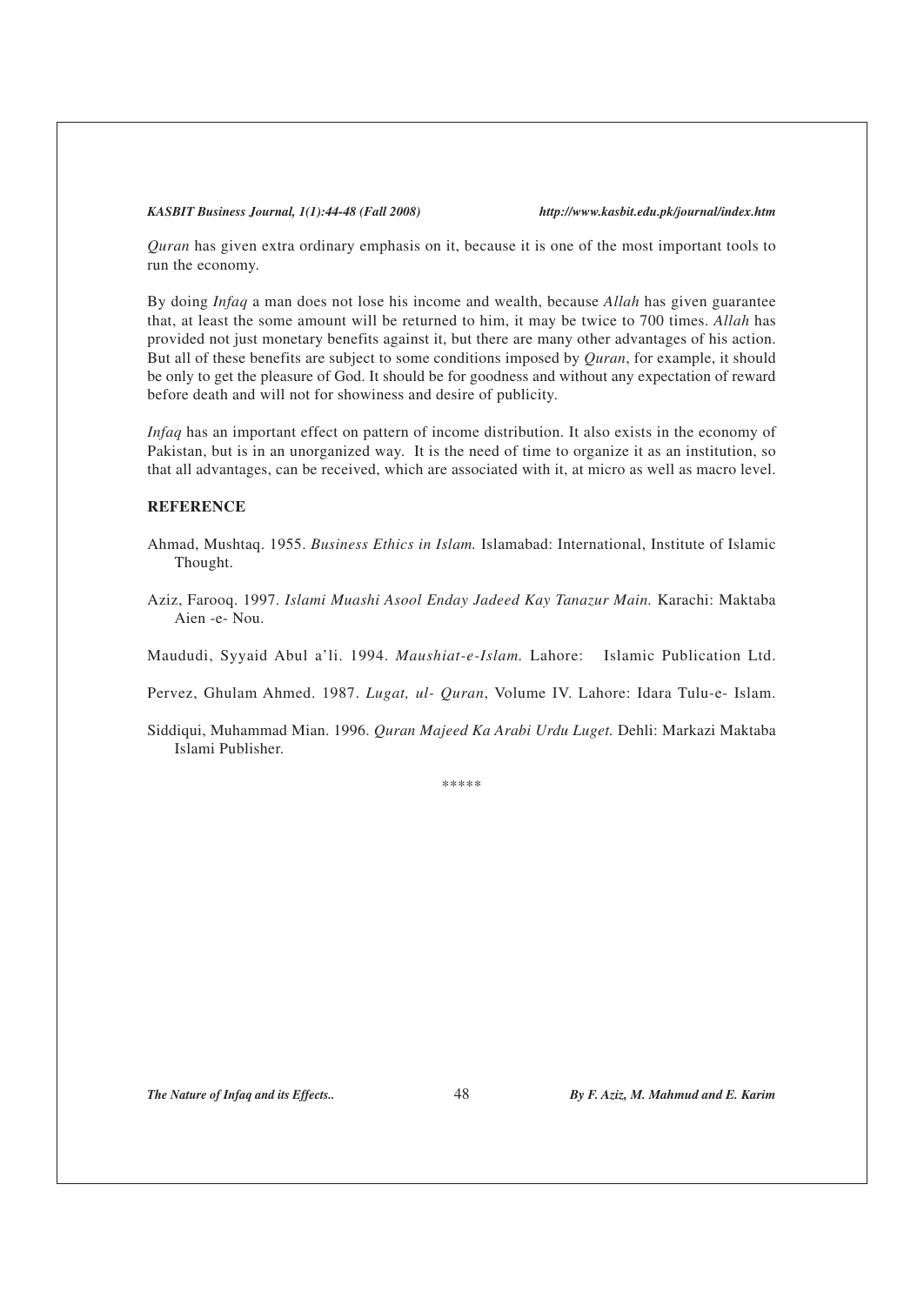*Quran* has given extra ordinary emphasis on it, because it is one of the most important tools to run the economy.

By doing *Infaq* a man does not lose his income and wealth, because *Allah* has given guarantee that, at least the some amount will be returned to him, it may be twice to 700 times. *Allah* has provided not just monetary benefits against it, but there are many other advantages of his action. But all of these benefits are subject to some conditions imposed by *Quran*, for example, it should be only to get the pleasure of God. It should be for goodness and without any expectation of reward before death and will not for showiness and desire of publicity.

*Infaq* has an important effect on pattern of income distribution. It also exists in the economy of Pakistan, but is in an unorganized way. It is the need of time to organize it as an institution, so that all advantages, can be received, which are associated with it, at micro as well as macro level.

## REFERENCE

Ahmad, Mushtaq. 1955. *Business Ethics in Islam.* Islamabad: International, Institute of Islamic Thought.

Aziz, Farooq. 1997. *Islami Muashi Asool Enday Jadeed Kay Tanazur Main.* Karachi: Maktaba Aien -e- Nou.

Maududi, Syyaid Abul a'li. 1994. *Maushiat-e-Islam.* Lahore: Islamic Publication Ltd.

Pervez, Ghulam Ahmed. 1987. *Lugat, ul- Quran*, Volume IV. Lahore: Idara Tulu-e- Islam.

Siddiqui, Muhammad Mian. 1996. *Quran Majeed Ka Arabi Urdu Luget.* Dehli: Markazi Maktaba Islami Publisher.

\*\*\*\*\*